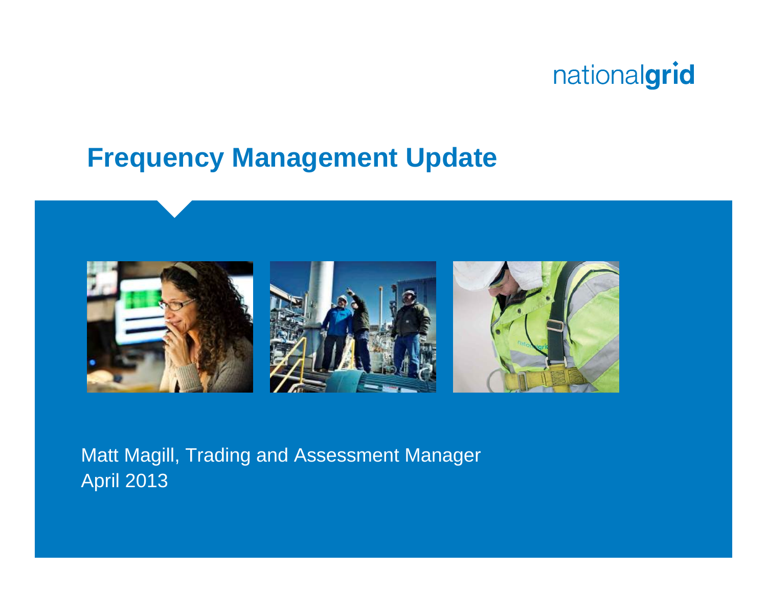nationalgrid

# Frequency Management Update

Matt Magill, Trading and Assessment Manager
April 2013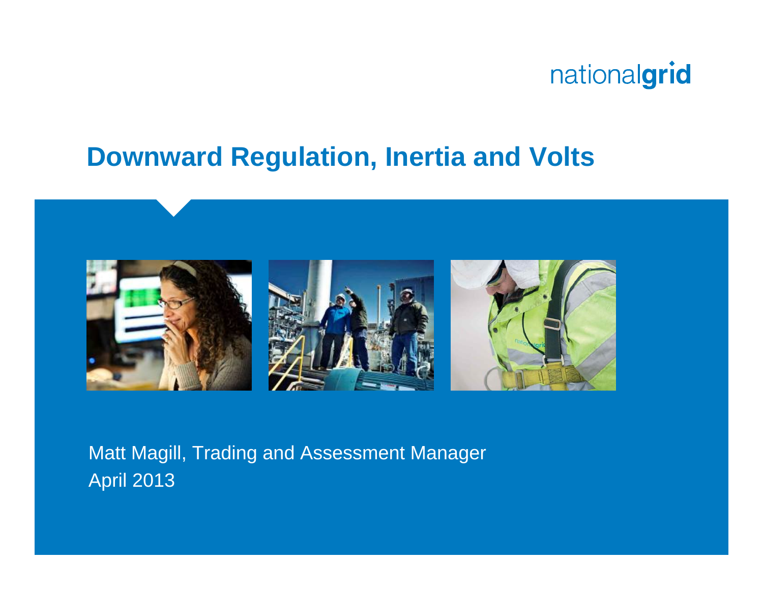nationalgrid

# Downward Regulation, Inertia and Volts

Matt Magill, Trading and Assessment Manager

April 2013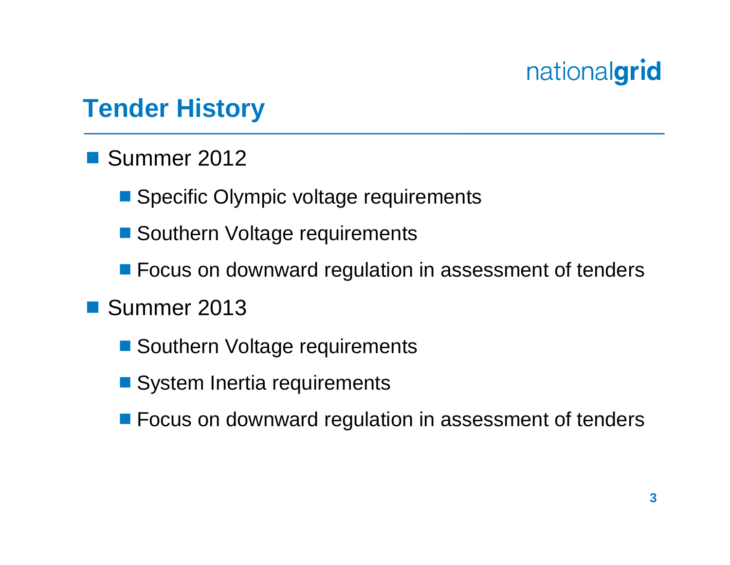# Tender History

- Summer 2012
  - Specific Olympic voltage requirements
  - Southern Voltage requirements
  - Focus on downward regulation in assessment of tenders
- Summer 2013
  - Southern Voltage requirements
  - System Inertia requirements
  - Focus on downward regulation in assessment of tenders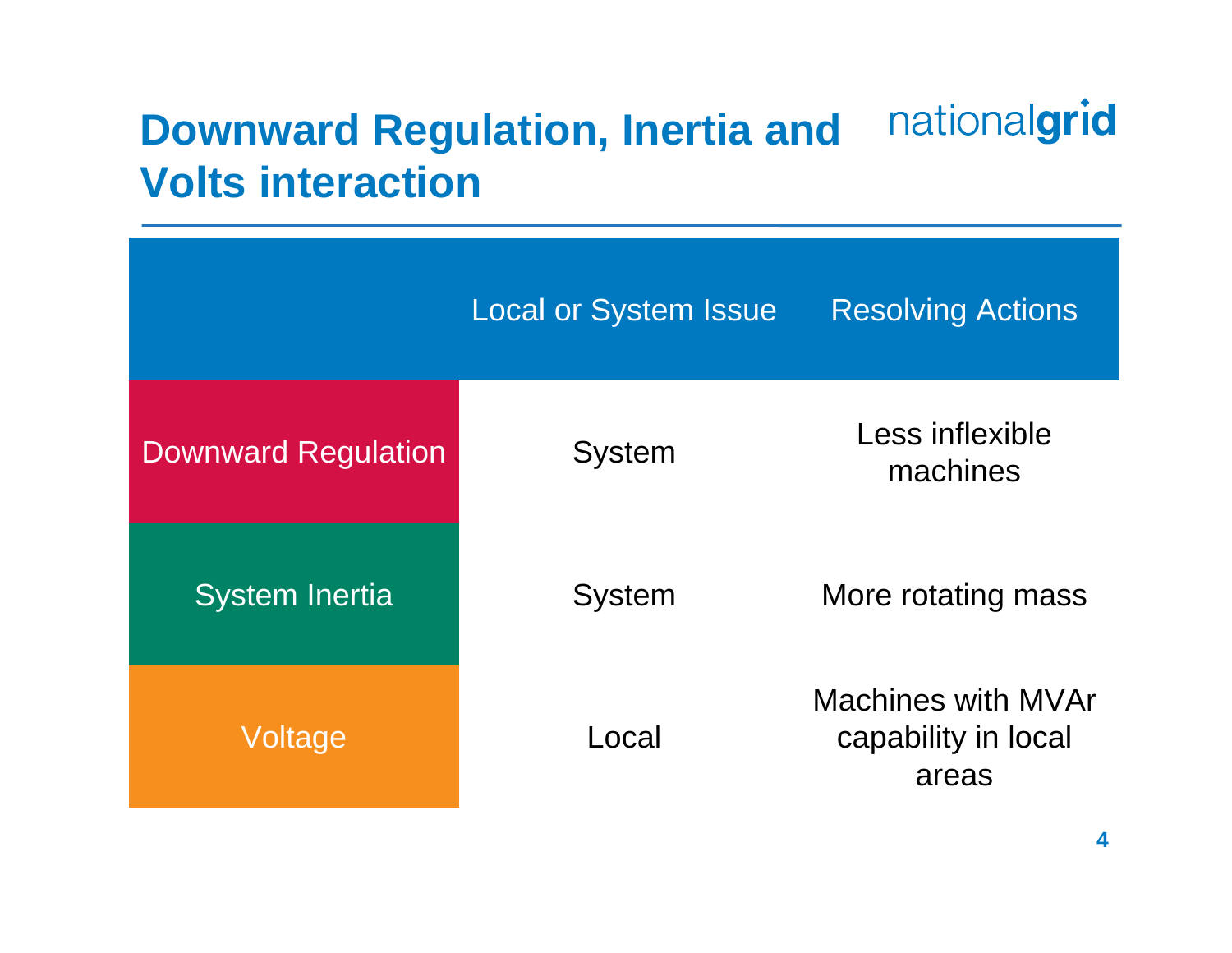# Downward Regulation, Inertia and Volts interaction

| | Local or System Issue | Resolving Actions |
|---|---|---|
| Downward Regulation | System | Less inflexible machines |
| System Inertia | System | More rotating mass |
| Voltage | Local | Machines with MVAr capability in local areas |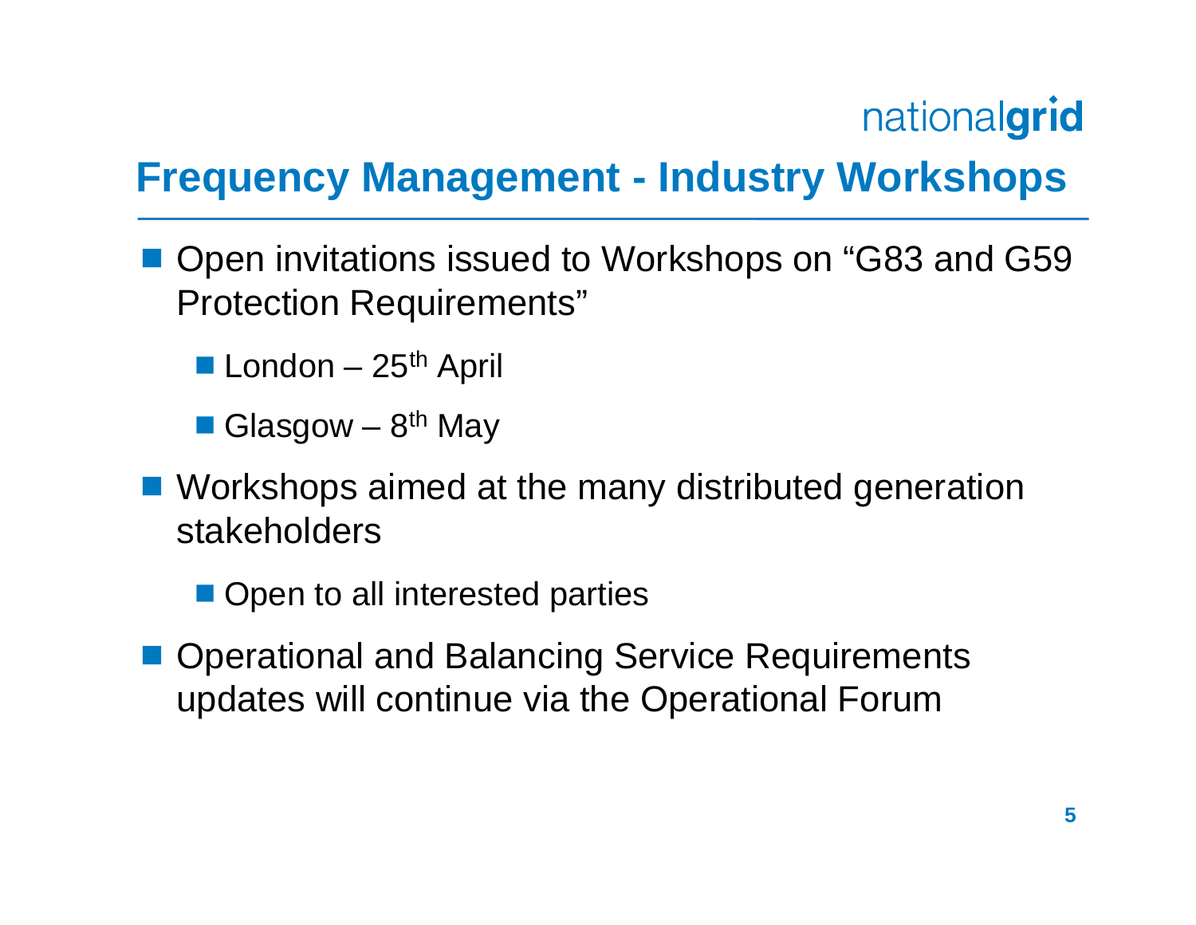# Frequency Management - Industry Workshops

- Open invitations issued to Workshops on "G83 and G59 Protection Requirements"
  - London – 25th April
  - Glasgow – 8th May
- Workshops aimed at the many distributed generation stakeholders
  - Open to all interested parties
- Operational and Balancing Service Requirements updates will continue via the Operational Forum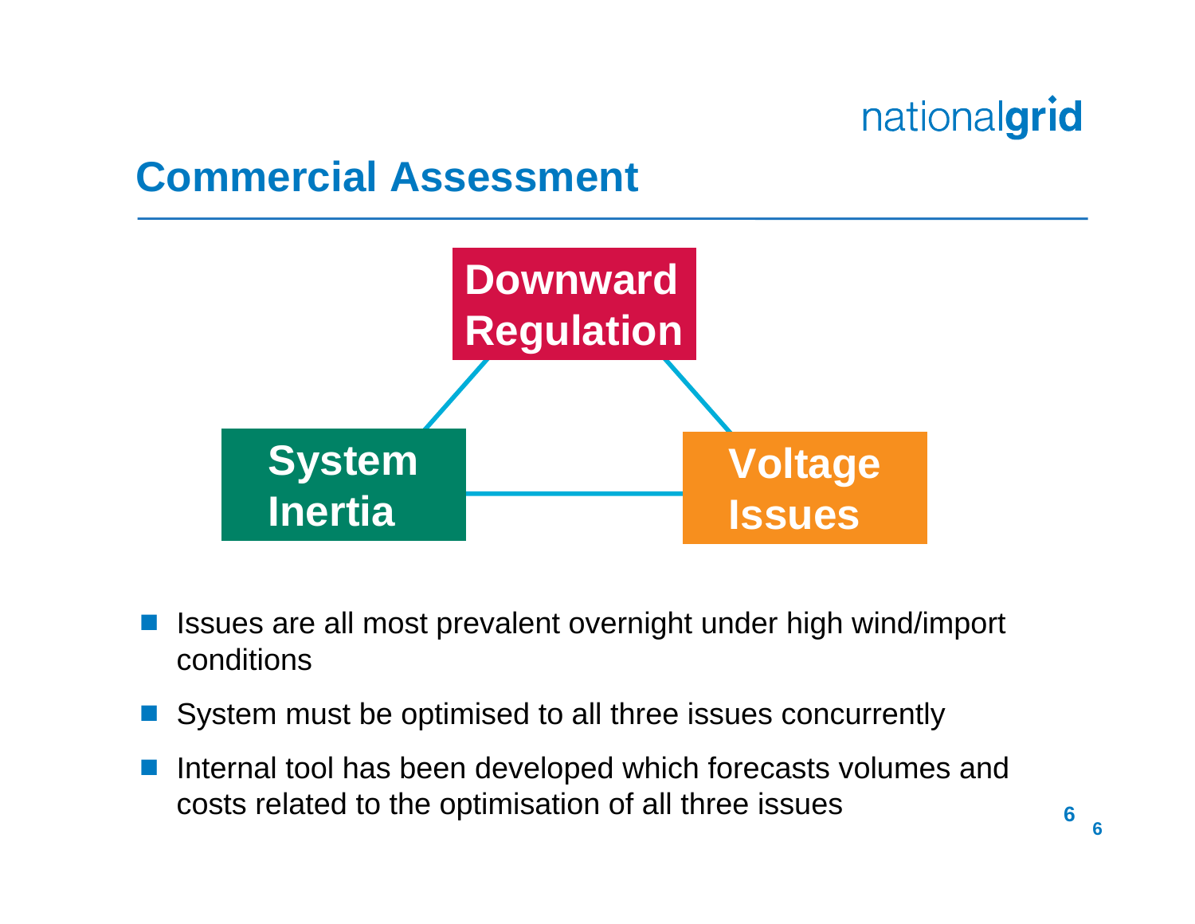## Commercial Assessment

Downward Regulation

System Inertia

Voltage Issues

- Issues are all most prevalent overnight under high wind/import conditions
- System must be optimised to all three issues concurrently
- Internal tool has been developed which forecasts volumes and costs related to the optimisation of all three issues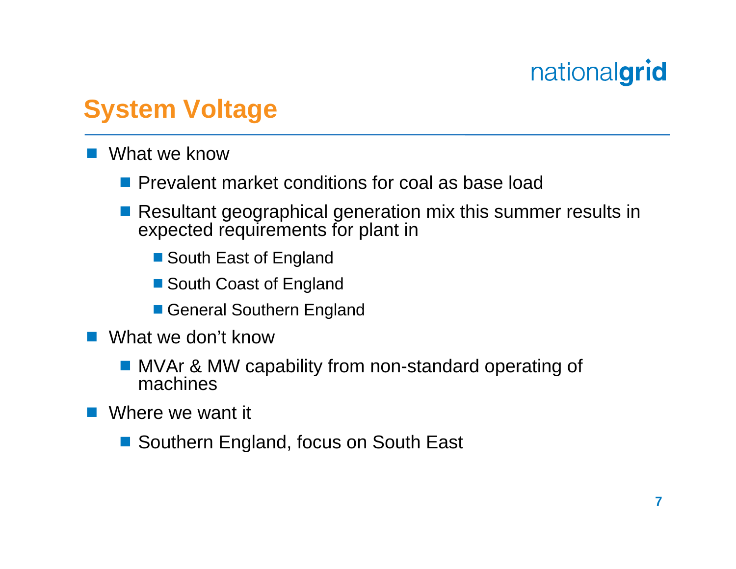# System Voltage

- What we know
  - Prevalent market conditions for coal as base load
  - Resultant geographical generation mix this summer results in expected requirements for plant in
    - South East of England
    - South Coast of England
    - General Southern England
- What we don't know
  - MVAr & MW capability from non-standard operating of machines
- Where we want it
  - Southern England, focus on South East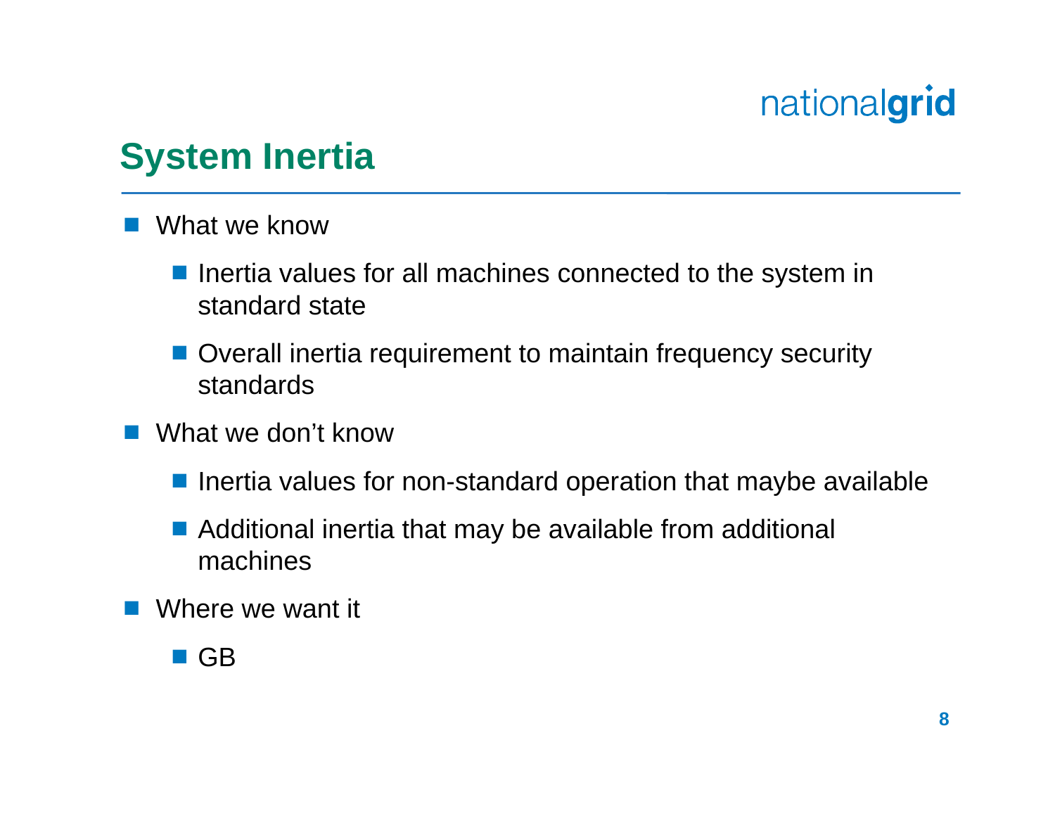# System Inertia

- What we know
  - Inertia values for all machines connected to the system in standard state
  - Overall inertia requirement to maintain frequency security standards
- What we don't know
  - Inertia values for non-standard operation that maybe available
  - Additional inertia that may be available from additional machines
- Where we want it
  - GB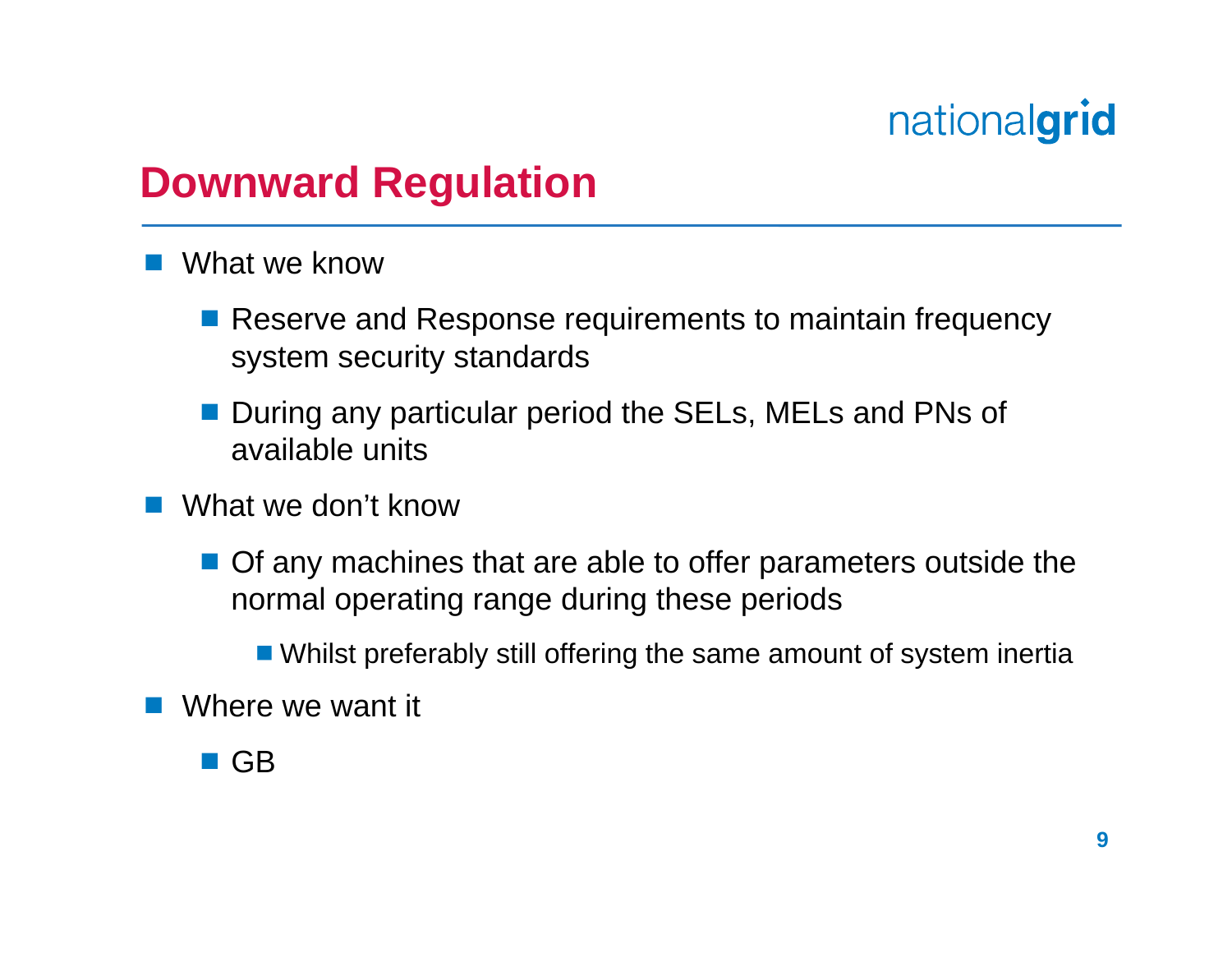# Downward Regulation

- What we know
  - Reserve and Response requirements to maintain frequency system security standards
  - During any particular period the SELs, MELs and PNs of available units
- What we don’t know
  - Of any machines that are able to offer parameters outside the normal operating range during these periods
    - Whilst preferably still offering the same amount of system inertia
- Where we want it
  - GB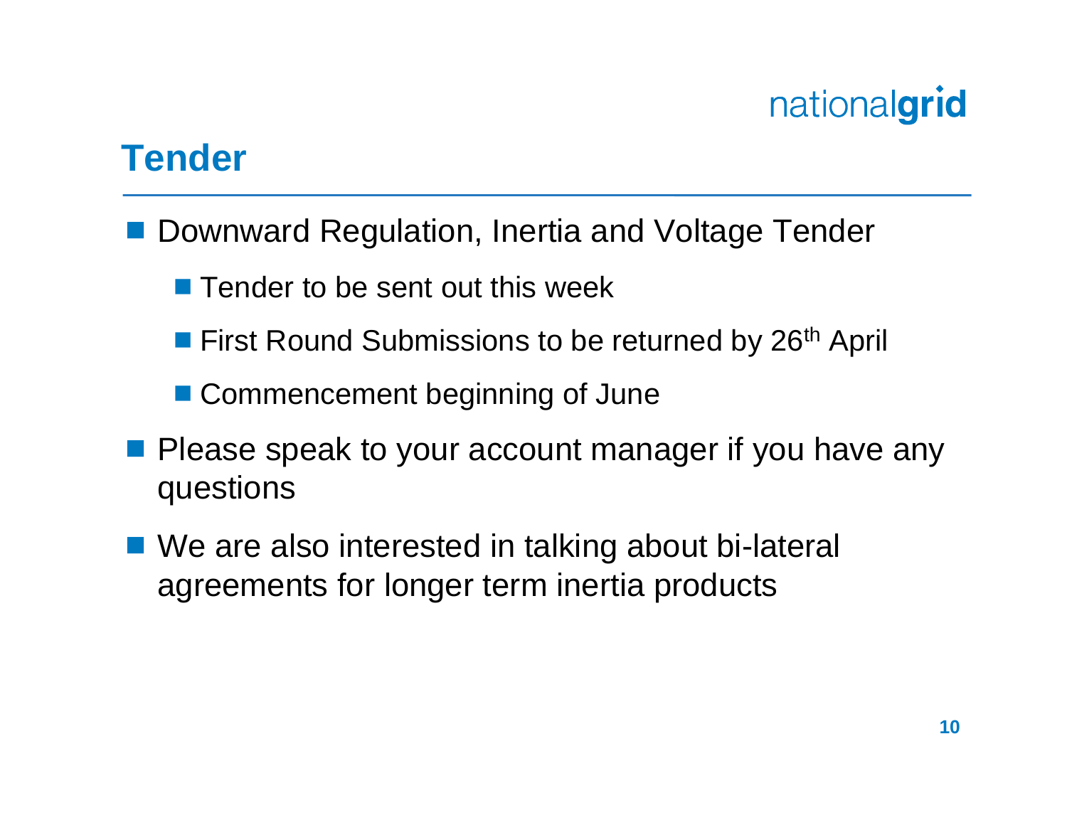# Tender

- Downward Regulation, Inertia and Voltage Tender
  - Tender to be sent out this week
  - First Round Submissions to be returned by 26th April
  - Commencement beginning of June
- Please speak to your account manager if you have any questions
- We are also interested in talking about bi-lateral agreements for longer term inertia products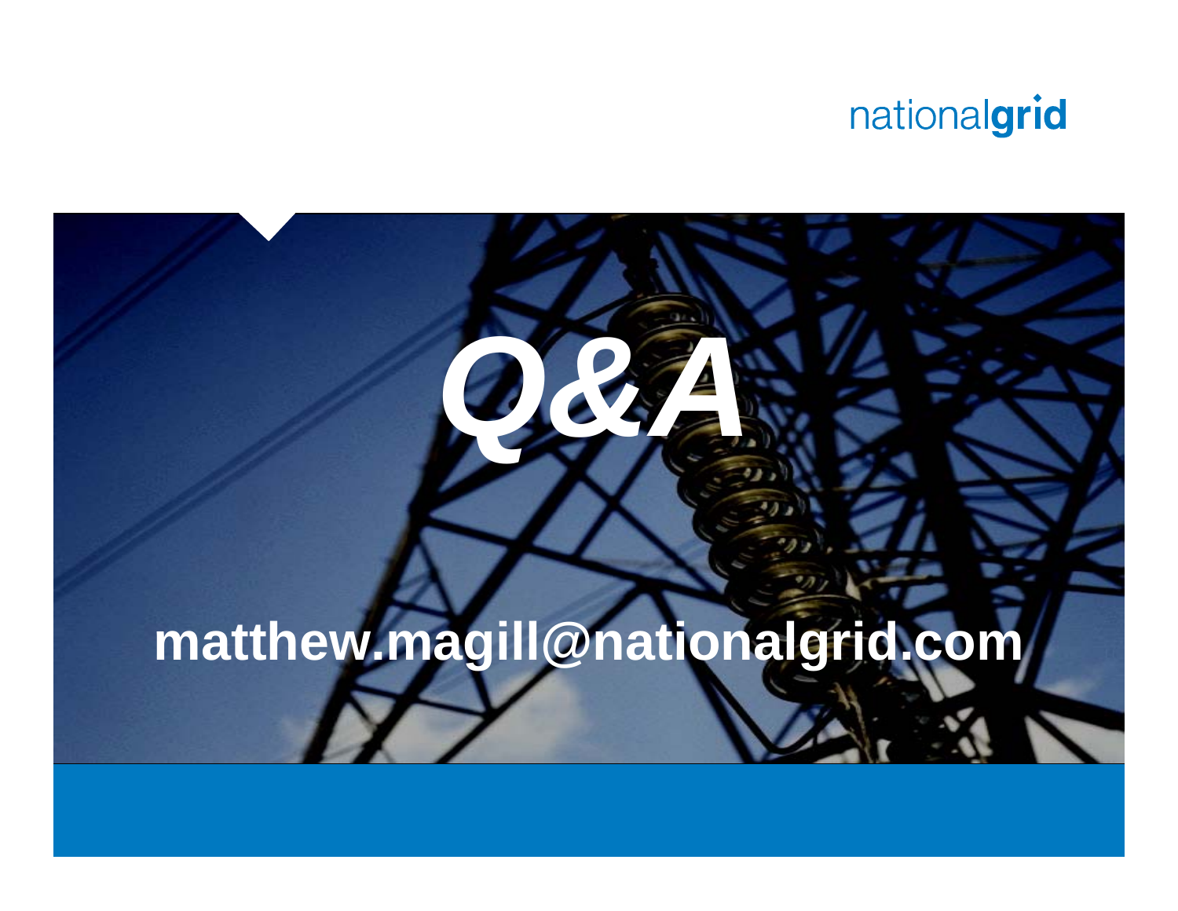nationalgrid

# *Q&A*

**matthew.magill@nationalgrid.com**